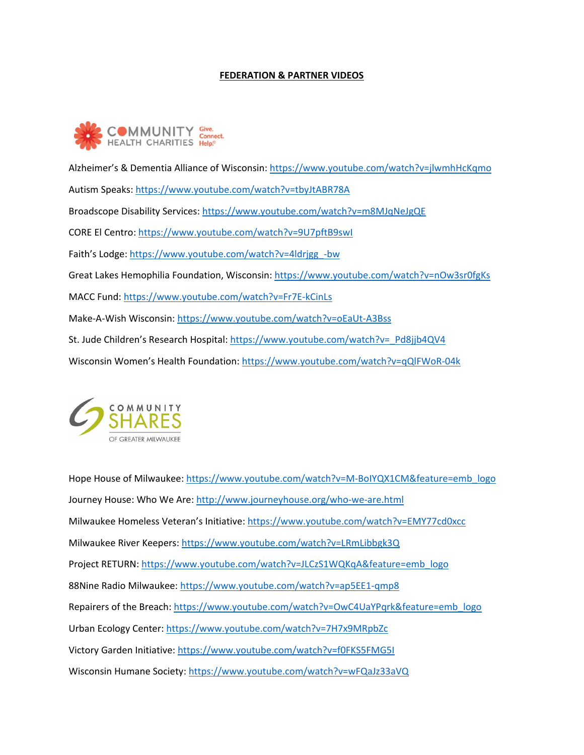**FEDERATION & PARTNER VIDEOS**

COMMUNITY HEALTH CHARITIES Give. Connect. Help.®

Alzheimer's & Dementia Alliance of Wisconsin: https://www.youtube.com/watch?v=jlwmhHcKqmo

Autism Speaks: https://www.youtube.com/watch?v=tbyJtABR78A

Broadscope Disability Services: https://www.youtube.com/watch?v=m8MJqNeJgQE

CORE El Centro: https://www.youtube.com/watch?v=9U7pftB9swI

Faith's Lodge: https://www.youtube.com/watch?v=4ldrjgg_-bw

Great Lakes Hemophilia Foundation, Wisconsin: https://www.youtube.com/watch?v=nOw3sr0fgKs

MACC Fund: https://www.youtube.com/watch?v=Fr7E-kCinLs

Make-A-Wish Wisconsin: https://www.youtube.com/watch?v=oEaUt-A3Bss

St. Jude Children's Research Hospital: https://www.youtube.com/watch?v=_Pd8jjb4QV4

Wisconsin Women's Health Foundation: https://www.youtube.com/watch?v=qQlFWoR-04k

COMMUNITY SHARES OF GREATER MILWAUKEE

Hope House of Milwaukee: https://www.youtube.com/watch?v=M-BoIYQX1CM&feature=emb_logo

Journey House: Who We Are: http://www.journeyhouse.org/who-we-are.html

Milwaukee Homeless Veteran's Initiative: https://www.youtube.com/watch?v=EMY77cd0xcc

Milwaukee River Keepers: https://www.youtube.com/watch?v=LRmLibbgk3Q

Project RETURN: https://www.youtube.com/watch?v=JLCzS1WQKqA&feature=emb_logo

88Nine Radio Milwaukee: https://www.youtube.com/watch?v=ap5EE1-qmp8

Repairers of the Breach: https://www.youtube.com/watch?v=OwC4UaYPqrk&feature=emb_logo

Urban Ecology Center: https://www.youtube.com/watch?v=7H7x9MRpbZc

Victory Garden Initiative: https://www.youtube.com/watch?v=f0FKS5FMG5I

Wisconsin Humane Society: https://www.youtube.com/watch?v=wFQaJz33aVQ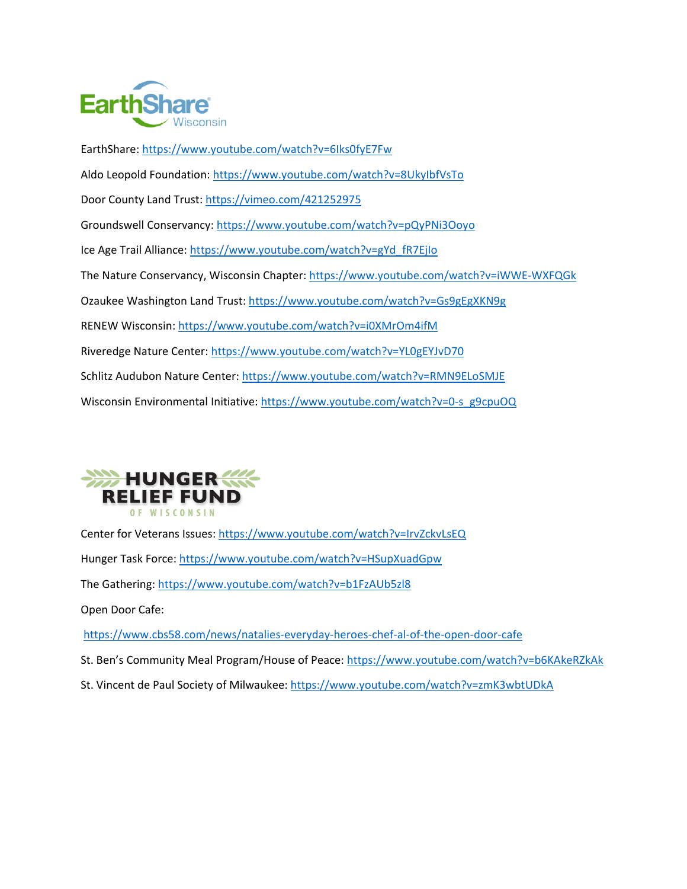## EarthShare Wisconsin

EarthShare: https://www.youtube.com/watch?v=6Iks0fyE7Fw

Aldo Leopold Foundation: https://www.youtube.com/watch?v=8UkyIbfVsTo

Door County Land Trust: https://vimeo.com/421252975

Groundswell Conservancy: https://www.youtube.com/watch?v=pQyPNi3Ooyo

Ice Age Trail Alliance: https://www.youtube.com/watch?v=gYd_fR7EjIo

The Nature Conservancy, Wisconsin Chapter: https://www.youtube.com/watch?v=iWWE-WXFQGk

Ozaukee Washington Land Trust: https://www.youtube.com/watch?v=Gs9gEgXKN9g

RENEW Wisconsin: https://www.youtube.com/watch?v=i0XMrOm4ifM

Riveredge Nature Center: https://www.youtube.com/watch?v=YL0gEYJvD70

Schlitz Audubon Nature Center: https://www.youtube.com/watch?v=RMN9ELoSMJE

Wisconsin Environmental Initiative: https://www.youtube.com/watch?v=0-s_g9cpuOQ

## Hunger Relief Fund of Wisconsin

Center for Veterans Issues: https://www.youtube.com/watch?v=IrvZckvLsEQ

Hunger Task Force: https://www.youtube.com/watch?v=HSupXuadGpw

The Gathering: https://www.youtube.com/watch?v=b1FzAUb5zl8

Open Door Cafe:

https://www.cbs58.com/news/natalies-everyday-heroes-chef-al-of-the-open-door-cafe

St. Ben's Community Meal Program/House of Peace: https://www.youtube.com/watch?v=b6KAkeRZkAk

St. Vincent de Paul Society of Milwaukee: https://www.youtube.com/watch?v=zmK3wbtUDkA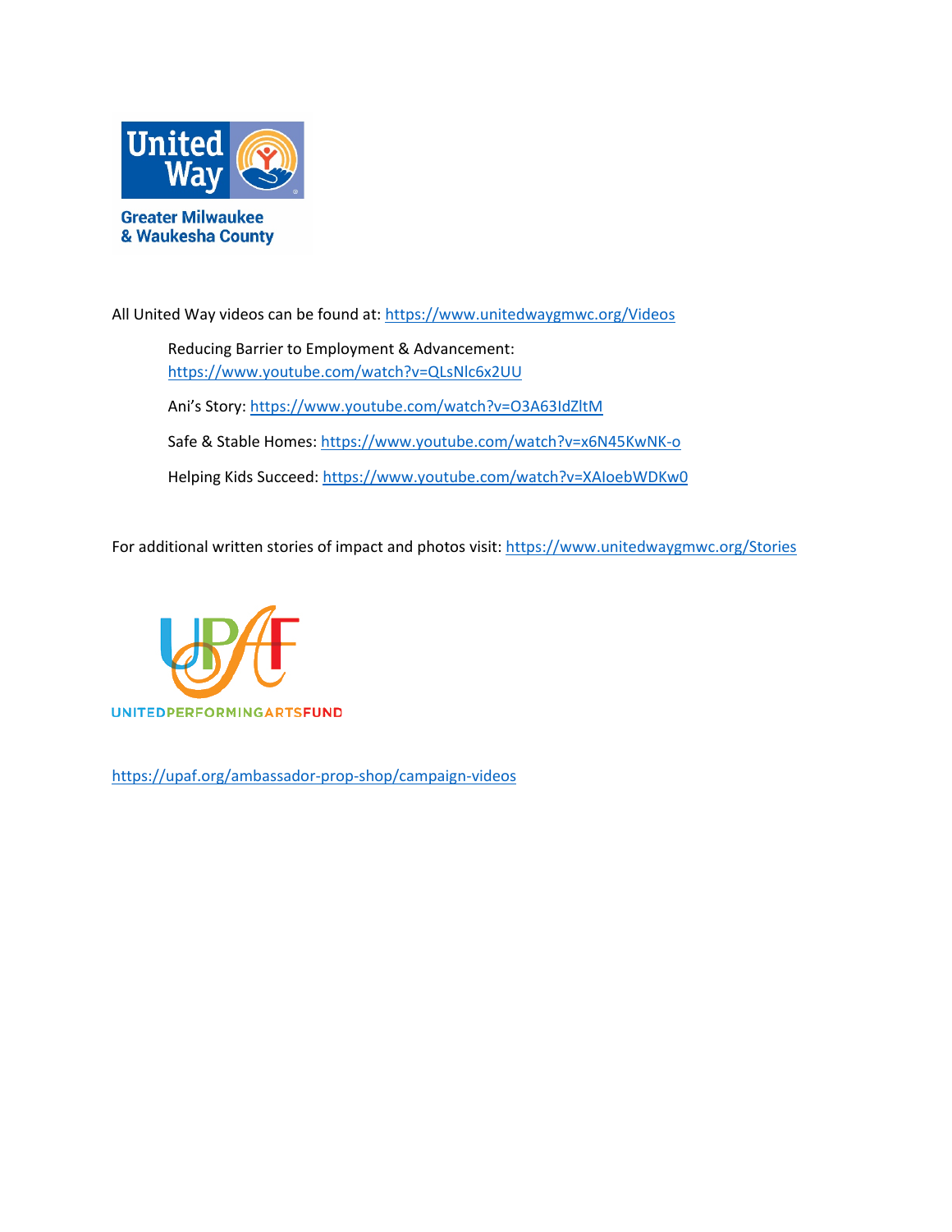United Way
Greater Milwaukee & Waukesha County

All United Way videos can be found at: https://www.unitedwaygmwc.org/Videos

Reducing Barrier to Employment & Advancement: https://www.youtube.com/watch?v=QLsNlc6x2UU

Ani's Story: https://www.youtube.com/watch?v=O3A63IdZltM

Safe & Stable Homes: https://www.youtube.com/watch?v=x6N45KwNK-o

Helping Kids Succeed: https://www.youtube.com/watch?v=XAloebWDKw0

For additional written stories of impact and photos visit: https://www.unitedwaygmwc.org/Stories

UPAF
UNITEDPERFORMINGARTSFUND

https://upaf.org/ambassador-prop-shop/campaign-videos